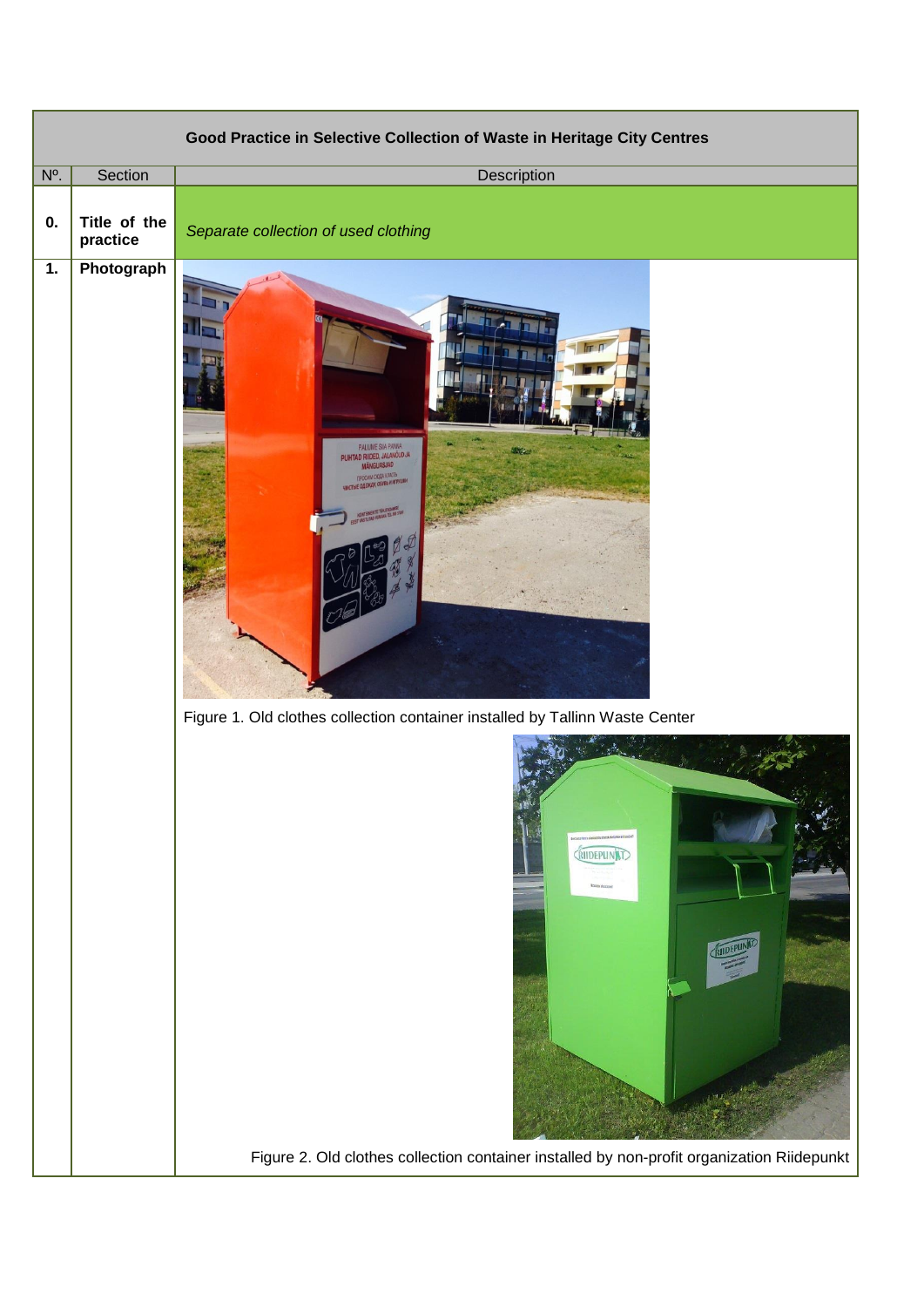| Good Practice in Selective Collection of Waste in Heritage City Centres | | |
|---|---|---|
| Nº. | Section | Description |
| **0.** | **Title of the practice** | *Separate collection of used clothing* |
| **1.** | **Photograph** | Figure 1. Old clothes collection container installed by Tallinn Waste Center<br><br>Figure 2. Old clothes collection container installed by non-profit organization Riidepunkt |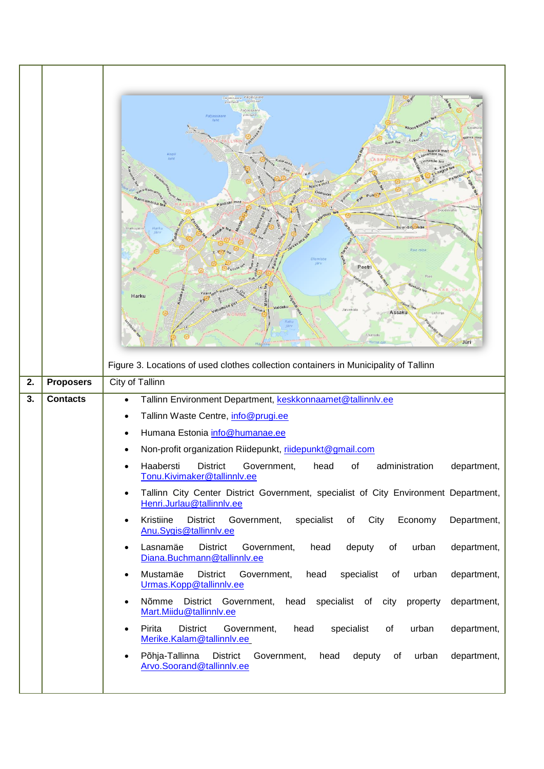| | | |
|---|---|---|
| | | Figure 3. Locations of used clothes collection containers in Municipality of Tallinn |
| **2.** | **Proposers** | City of Tallinn |
| **3.** | **Contacts** | • Tallinn Environment Department, keskkonnaamet@tallinnlv.ee<br>• Tallinn Waste Centre, info@prugi.ee<br>• Humana Estonia info@humanae.ee<br>• Non-profit organization Riidepunkt, riidepunkt@gmail.com<br>• Haabersti District Government, head of administration department, Tonu.Kivimaker@tallinnlv.ee<br>• Tallinn City Center District Government, specialist of City Environment Department, Henri.Jurlau@tallinnlv.ee<br>• Kristiine District Government, specialist of City Economy Department, Anu.Sygis@tallinnlv.ee<br>• Lasnamäe District Government, head deputy of urban department, Diana.Buchmann@tallinnlv.ee<br>• Mustamäe District Government, head specialist of urban department, Urmas.Kopp@tallinnlv.ee<br>• Nõmme District Government, head specialist of city property department, Mart.Miidu@tallinnlv.ee<br>• Pirita District Government, head specialist of urban department, Merike.Kalam@tallinnlv.ee<br>• Põhja-Tallinna District Government, head deputy of urban department, Arvo.Soorand@tallinnlv.ee |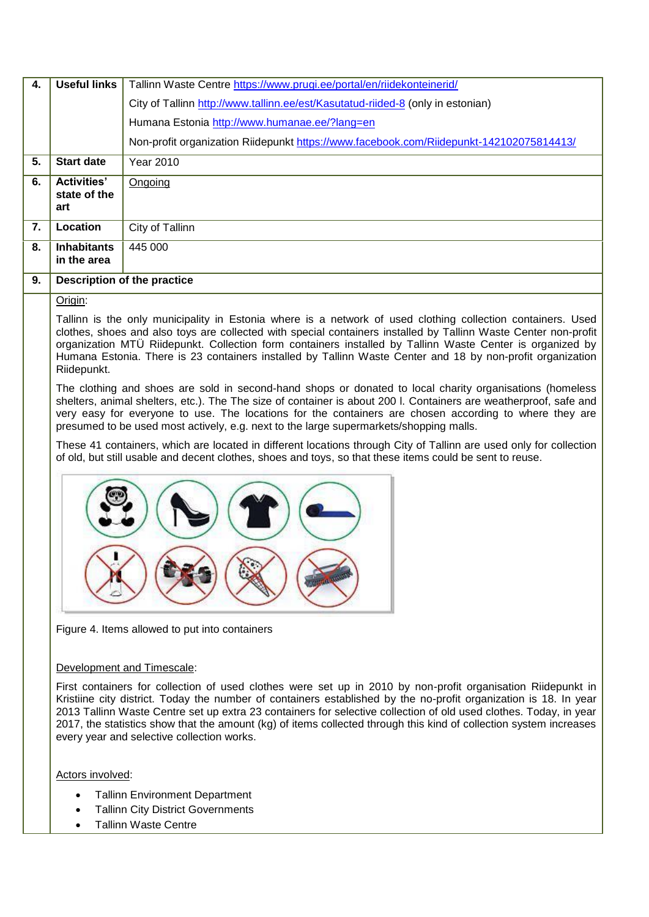| | | |
|---|---|---|
| **4.** | **Useful links** | Tallinn Waste Centre https://www.prugi.ee/portal/en/riidekonteinerid/ |
| | | City of Tallinn http://www.tallinn.ee/est/Kasutatud-riided-8 (only in estonian) |
| | | Humana Estonia http://www.humanae.ee/?lang=en |
| | | Non-profit organization Riidepunkt https://www.facebook.com/Riidepunkt-142102075814413/ |
| **5.** | **Start date** | Year 2010 |
| **6.** | **Activities' state of the art** | Ongoing |
| **7.** | **Location** | City of Tallinn |
| **8.** | **Inhabitants in the area** | 445 000 |
| **9.** | **Description of the practice** | |

Origin:

Tallinn is the only municipality in Estonia where is a network of used clothing collection containers. Used clothes, shoes and also toys are collected with special containers installed by Tallinn Waste Center non-profit organization MTÜ Riidepunkt. Collection form containers installed by Tallinn Waste Center is organized by Humana Estonia. There is 23 containers installed by Tallinn Waste Center and 18 by non-profit organization Riidepunkt.

The clothing and shoes are sold in second-hand shops or donated to local charity organisations (homeless shelters, animal shelters, etc.). The The size of container is about 200 l. Containers are weatherproof, safe and very easy for everyone to use. The locations for the containers are chosen according to where they are presumed to be used most actively, e.g. next to the large supermarkets/shopping malls.

These 41 containers, which are located in different locations through City of Tallinn are used only for collection of old, but still usable and decent clothes, shoes and toys, so that these items could be sent to reuse.

Figure 4. Items allowed to put into containers

Development and Timescale:

First containers for collection of used clothes were set up in 2010 by non-profit organisation Riidepunkt in Kristiine city district. Today the number of containers established by the no-profit organization is 18. In year 2013 Tallinn Waste Centre set up extra 23 containers for selective collection of old used clothes. Today, in year 2017, the statistics show that the amount (kg) of items collected through this kind of collection system increases every year and selective collection works.

Actors involved:

- Tallinn Environment Department
- Tallinn City District Governments
- Tallinn Waste Centre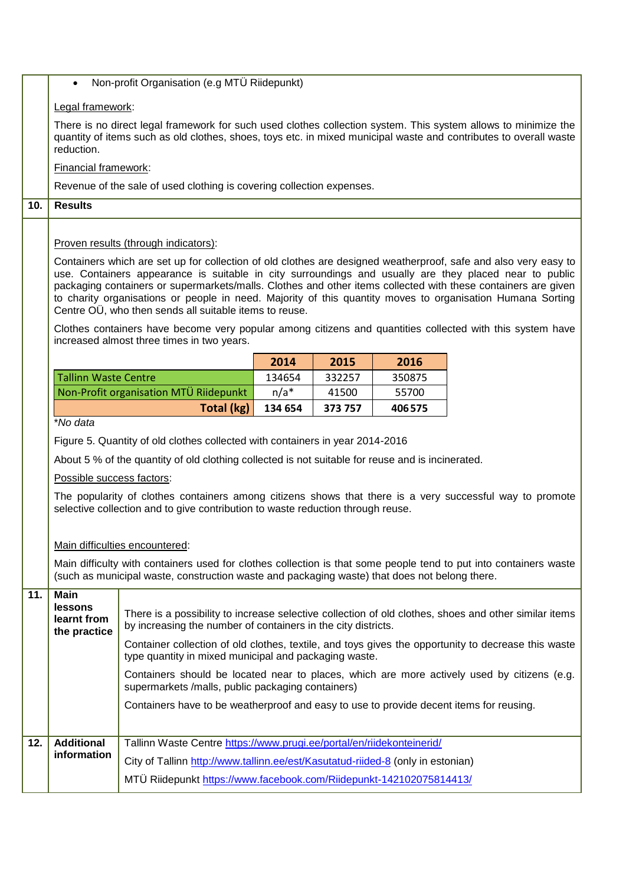- Non-profit Organisation (e.g MTÜ Riidepunkt)

Legal framework:

There is no direct legal framework for such used clothes collection system. This system allows to minimize the quantity of items such as old clothes, shoes, toys etc. in mixed municipal waste and contributes to overall waste reduction.

Financial framework:

Revenue of the sale of used clothing is covering collection expenses.

## 10. Results

Proven results (through indicators):

Containers which are set up for collection of old clothes are designed weatherproof, safe and also very easy to use. Containers appearance is suitable in city surroundings and usually are they placed near to public packaging containers or supermarkets/malls. Clothes and other items collected with these containers are given to charity organisations or people in need. Majority of this quantity moves to organisation Humana Sorting Centre OÜ, who then sends all suitable items to reuse.

Clothes containers have become very popular among citizens and quantities collected with this system have increased almost three times in two years.

| | 2014 | 2015 | 2016 |
|---|---|---|---|
| Tallinn Waste Centre | 134654 | 332257 | 350875 |
| Non-Profit organisation MTÜ Riidepunkt | n/a* | 41500 | 55700 |
| **Total (kg)** | **134 654** | **373 757** | **406 575** |

*No data*

Figure 5. Quantity of old clothes collected with containers in year 2014-2016

About 5 % of the quantity of old clothing collected is not suitable for reuse and is incinerated.

Possible success factors:

The popularity of clothes containers among citizens shows that there is a very successful way to promote selective collection and to give contribution to waste reduction through reuse.

Main difficulties encountered:

Main difficulty with containers used for clothes collection is that some people tend to put into containers waste (such as municipal waste, construction waste and packaging waste) that does not belong there.

## 11. Main lessons learnt from the practice

There is a possibility to increase selective collection of old clothes, shoes and other similar items by increasing the number of containers in the city districts.

Container collection of old clothes, textile, and toys gives the opportunity to decrease this waste type quantity in mixed municipal and packaging waste.

Containers should be located near to places, which are more actively used by citizens (e.g. supermarkets /malls, public packaging containers)

Containers have to be weatherproof and easy to use to provide decent items for reusing.

## 12. Additional information

Tallinn Waste Centre https://www.prugi.ee/portal/en/riidekonteinerid/

City of Tallinn http://www.tallinn.ee/est/Kasutatud-riided-8 (only in estonian)

MTÜ Riidepunkt https://www.facebook.com/Riidepunkt-142102075814413/